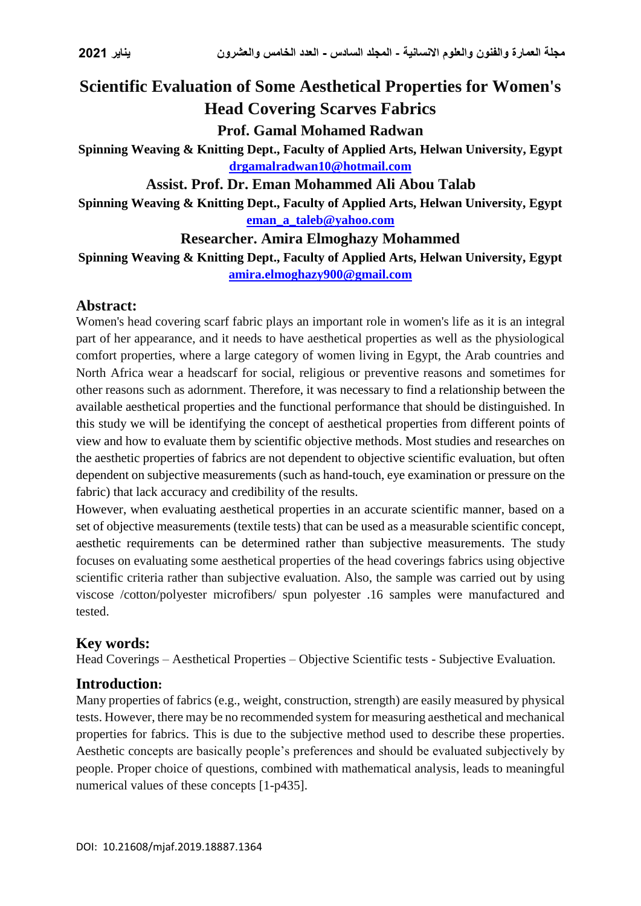# Scientific Evaluation of Some Aesthetical Properties for Women's Head Covering Scarves Fabrics

**Prof. Gamal Mohamed Radwan**

**Spinning Weaving & Knitting Dept., Faculty of Applied Arts, Helwan University, Egypt**

**drgamalradwan10@hotmail.com**

**Assist. Prof. Dr. Eman Mohammed Ali Abou Talab**

**Spinning Weaving & Knitting Dept., Faculty of Applied Arts, Helwan University, Egypt**

**eman_a_taleb@yahoo.com**

**Researcher. Amira Elmoghazy Mohammed**

**Spinning Weaving & Knitting Dept., Faculty of Applied Arts, Helwan University, Egypt**

**amira.elmoghazy900@gmail.com**

## Abstract:

Women's head covering scarf fabric plays an important role in women's life as it is an integral part of her appearance, and it needs to have aesthetical properties as well as the physiological comfort properties, where a large category of women living in Egypt, the Arab countries and North Africa wear a headscarf for social, religious or preventive reasons and sometimes for other reasons such as adornment. Therefore, it was necessary to find a relationship between the available aesthetical properties and the functional performance that should be distinguished. In this study we will be identifying the concept of aesthetical properties from different points of view and how to evaluate them by scientific objective methods. Most studies and researches on the aesthetic properties of fabrics are not dependent to objective scientific evaluation, but often dependent on subjective measurements (such as hand-touch, eye examination or pressure on the fabric) that lack accuracy and credibility of the results.

However, when evaluating aesthetical properties in an accurate scientific manner, based on a set of objective measurements (textile tests) that can be used as a measurable scientific concept, aesthetic requirements can be determined rather than subjective measurements. The study focuses on evaluating some aesthetical properties of the head coverings fabrics using objective scientific criteria rather than subjective evaluation. Also, the sample was carried out by using viscose /cotton/polyester microfibers/ spun polyester .16 samples were manufactured and tested.

## Key words:

Head Coverings – Aesthetical Properties – Objective Scientific tests - Subjective Evaluation.

## Introduction:

Many properties of fabrics (e.g., weight, construction, strength) are easily measured by physical tests. However, there may be no recommended system for measuring aesthetical and mechanical properties for fabrics. This is due to the subjective method used to describe these properties. Aesthetic concepts are basically people's preferences and should be evaluated subjectively by people. Proper choice of questions, combined with mathematical analysis, leads to meaningful numerical values of these concepts [1-p435].

DOI: 10.21608/mjaf.2019.18887.1364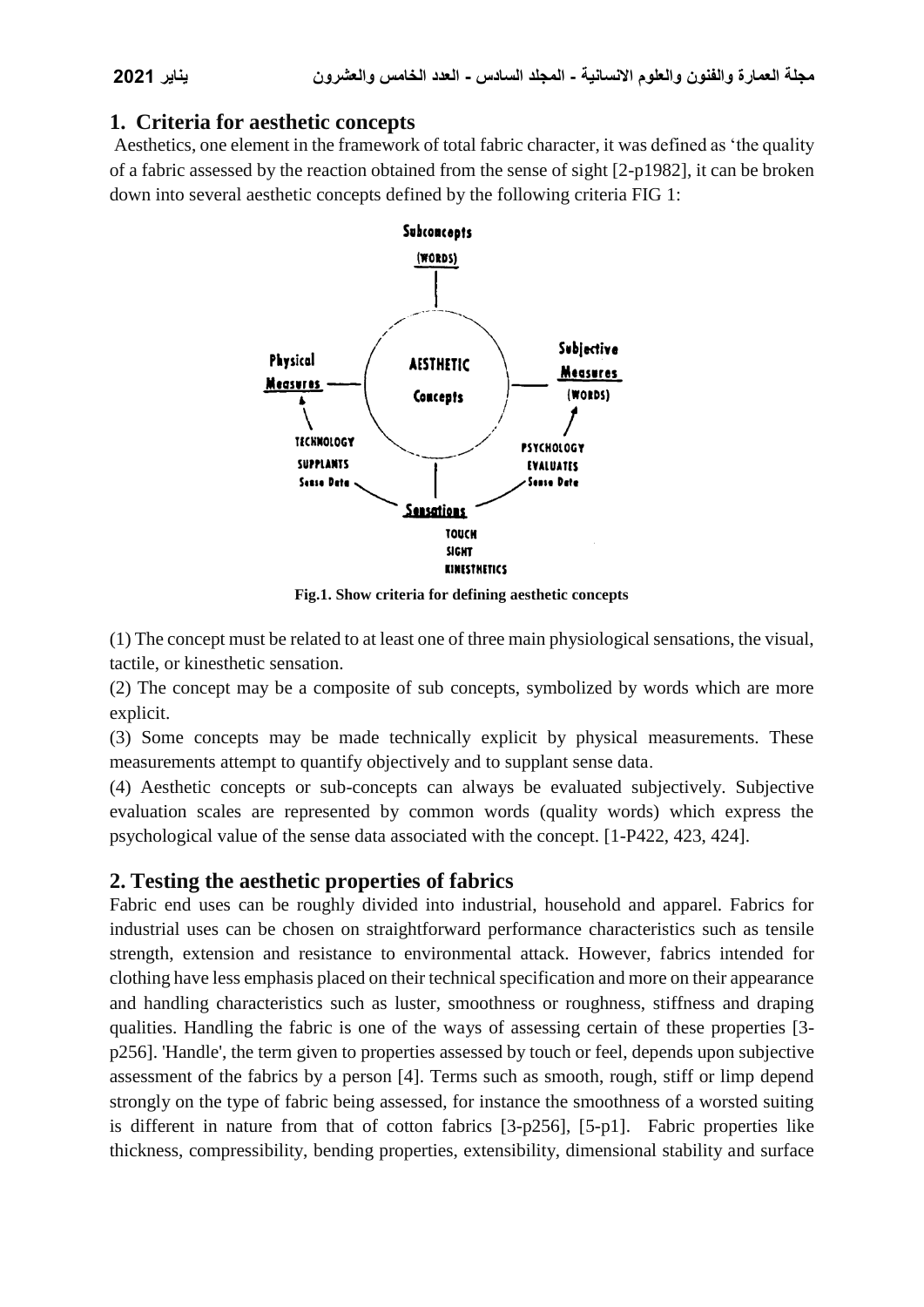## 1. Criteria for aesthetic concepts

Aesthetics, one element in the framework of total fabric character, it was defined as 'the quality of a fabric assessed by the reaction obtained from the sense of sight [2-p1982], it can be broken down into several aesthetic concepts defined by the following criteria FIG 1:

**Fig.1. Show criteria for defining aesthetic concepts**

(1) The concept must be related to at least one of three main physiological sensations, the visual, tactile, or kinesthetic sensation.

(2) The concept may be a composite of sub concepts, symbolized by words which are more explicit.

(3) Some concepts may be made technically explicit by physical measurements. These measurements attempt to quantify objectively and to supplant sense data.

(4) Aesthetic concepts or sub-concepts can always be evaluated subjectively. Subjective evaluation scales are represented by common words (quality words) which express the psychological value of the sense data associated with the concept. [1-P422, 423, 424].

## 2. Testing the aesthetic properties of fabrics

Fabric end uses can be roughly divided into industrial, household and apparel. Fabrics for industrial uses can be chosen on straightforward performance characteristics such as tensile strength, extension and resistance to environmental attack. However, fabrics intended for clothing have less emphasis placed on their technical specification and more on their appearance and handling characteristics such as luster, smoothness or roughness, stiffness and draping qualities. Handling the fabric is one of the ways of assessing certain of these properties [3-p256]. 'Handle', the term given to properties assessed by touch or feel, depends upon subjective assessment of the fabrics by a person [4]. Terms such as smooth, rough, stiff or limp depend strongly on the type of fabric being assessed, for instance the smoothness of a worsted suiting is different in nature from that of cotton fabrics [3-p256], [5-p1]. Fabric properties like thickness, compressibility, bending properties, extensibility, dimensional stability and surface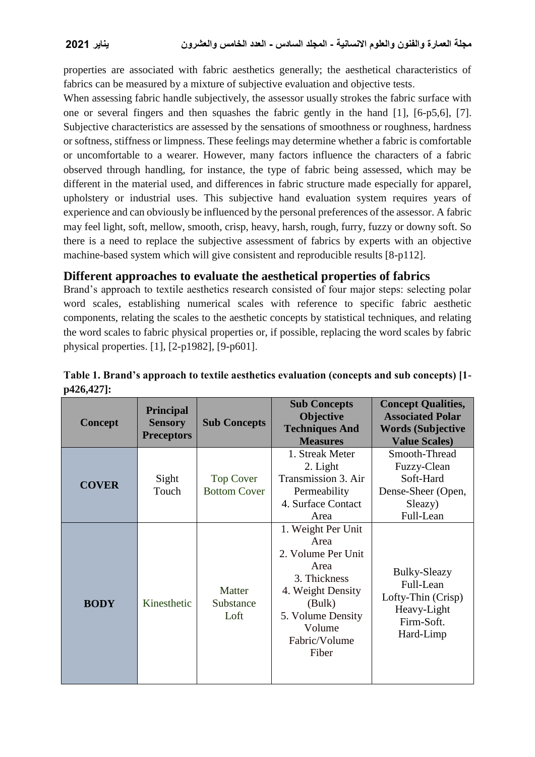properties are associated with fabric aesthetics generally; the aesthetical characteristics of fabrics can be measured by a mixture of subjective evaluation and objective tests.

When assessing fabric handle subjectively, the assessor usually strokes the fabric surface with one or several fingers and then squashes the fabric gently in the hand [1], [6-p5,6], [7]. Subjective characteristics are assessed by the sensations of smoothness or roughness, hardness or softness, stiffness or limpness. These feelings may determine whether a fabric is comfortable or uncomfortable to a wearer. However, many factors influence the characters of a fabric observed through handling, for instance, the type of fabric being assessed, which may be different in the material used, and differences in fabric structure made especially for apparel, upholstery or industrial uses. This subjective hand evaluation system requires years of experience and can obviously be influenced by the personal preferences of the assessor. A fabric may feel light, soft, mellow, smooth, crisp, heavy, harsh, rough, furry, fuzzy or downy soft. So there is a need to replace the subjective assessment of fabrics by experts with an objective machine-based system which will give consistent and reproducible results [8-p112].

## Different approaches to evaluate the aesthetical properties of fabrics

Brand's approach to textile aesthetics research consisted of four major steps: selecting polar word scales, establishing numerical scales with reference to specific fabric aesthetic components, relating the scales to the aesthetic concepts by statistical techniques, and relating the word scales to fabric physical properties or, if possible, replacing the word scales by fabric physical properties. [1], [2-p1982], [9-p601].

**Table 1. Brand's approach to textile aesthetics evaluation (concepts and sub concepts) [1-p426,427]:**

| Concept | Principal Sensory Preceptors | Sub Concepts | Sub Concepts Objective Techniques And Measures | Concept Qualities, Associated Polar Words (Subjective Value Scales) |
|---|---|---|---|---|
| **COVER** | Sight<br>Touch | Top Cover<br>Bottom Cover | 1. Streak Meter<br>2. Light Transmission 3. Air Permeability<br>4. Surface Contact Area | Smooth-Thread<br>Fuzzy-Clean<br>Soft-Hard<br>Dense-Sheer (Open, Sleazy)<br>Full-Lean |
| **BODY** | Kinesthetic | Matter<br>Substance<br>Loft | 1. Weight Per Unit Area<br>2. Volume Per Unit Area<br>3. Thickness<br>4. Weight Density (Bulk)<br>5. Volume Density Volume Fabric/Volume Fiber | Bulky-Sleazy<br>Full-Lean<br>Lofty-Thin (Crisp)<br>Heavy-Light<br>Firm-Soft.<br>Hard-Limp |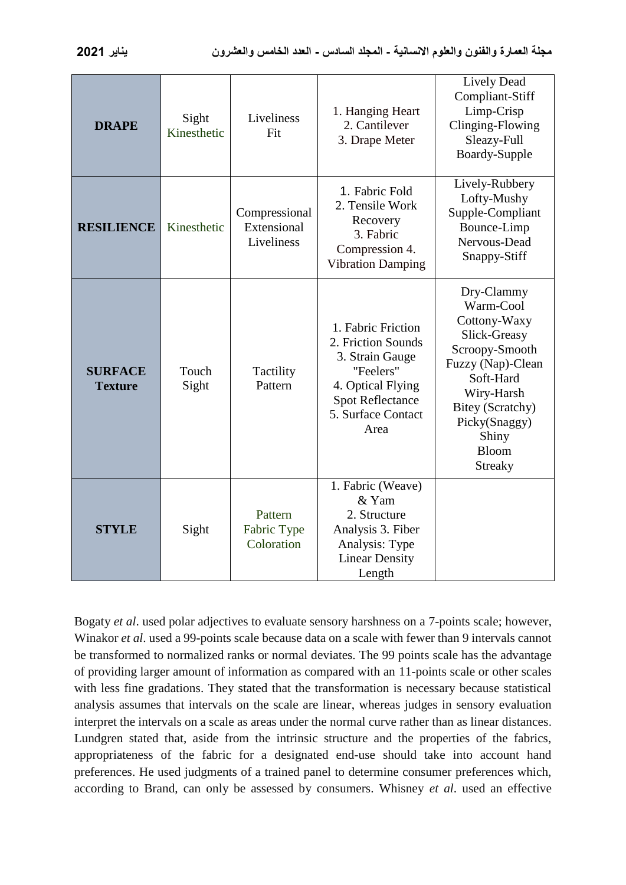| **DRAPE** | Sight Kinesthetic | Liveliness Fit | 1. Hanging Heart 2. Cantilever 3. Drape Meter | Lively Dead Compliant-Stiff Limp-Crisp Clinging-Flowing Sleazy-Full Boardy-Supple |
|---|---|---|---|---|
| **RESILIENCE** | Kinesthetic | Compressional Extensional Liveliness | 1. Fabric Fold 2. Tensile Work Recovery 3. Fabric Compression 4. Vibration Damping | Lively-Rubbery Lofty-Mushy Supple-Compliant Bounce-Limp Nervous-Dead Snappy-Stiff |
| **SURFACE Texture** | Touch Sight | Tactility Pattern | 1. Fabric Friction 2. Friction Sounds 3. Strain Gauge "Feelers" 4. Optical Flying Spot Reflectance 5. Surface Contact Area | Dry-Clammy Warm-Cool Cottony-Waxy Slick-Greasy Scroopy-Smooth Fuzzy (Nap)-Clean Soft-Hard Wiry-Harsh Bitey (Scratchy) Picky(Snaggy) Shiny Bloom Streaky |
| **STYLE** | Sight | Pattern Fabric Type Coloration | 1. Fabric (Weave) & Yam 2. Structure Analysis 3. Fiber Analysis: Type Linear Density Length | |

Bogaty *et al*. used polar adjectives to evaluate sensory harshness on a 7-points scale; however, Winakor *et al*. used a 99-points scale because data on a scale with fewer than 9 intervals cannot be transformed to normalized ranks or normal deviates. The 99 points scale has the advantage of providing larger amount of information as compared with an 11-points scale or other scales with less fine gradations. They stated that the transformation is necessary because statistical analysis assumes that intervals on the scale are linear, whereas judges in sensory evaluation interpret the intervals on a scale as areas under the normal curve rather than as linear distances. Lundgren stated that, aside from the intrinsic structure and the properties of the fabrics, appropriateness of the fabric for a designated end-use should take into account hand preferences. He used judgments of a trained panel to determine consumer preferences which, according to Brand, can only be assessed by consumers. Whisney *et al*. used an effective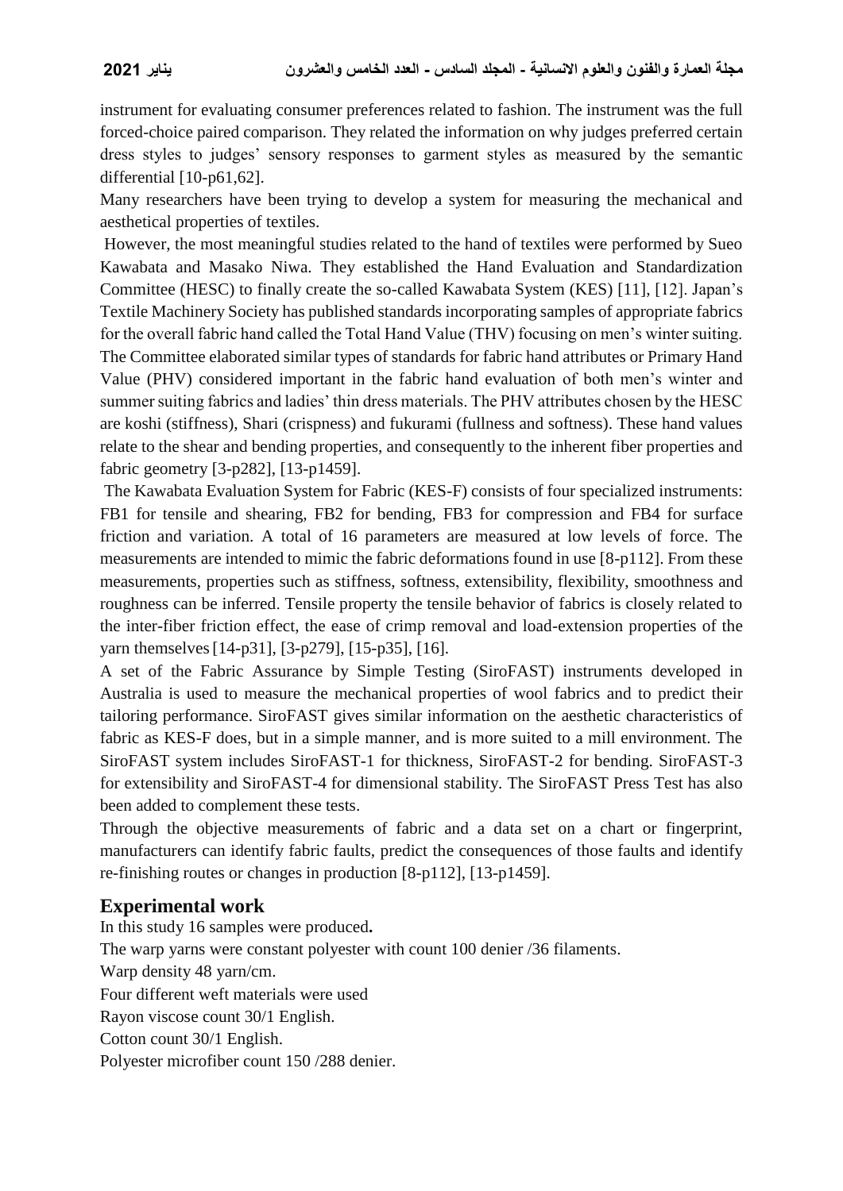instrument for evaluating consumer preferences related to fashion. The instrument was the full forced-choice paired comparison. They related the information on why judges preferred certain dress styles to judges' sensory responses to garment styles as measured by the semantic differential [10-p61,62].

Many researchers have been trying to develop a system for measuring the mechanical and aesthetical properties of textiles.

However, the most meaningful studies related to the hand of textiles were performed by Sueo Kawabata and Masako Niwa. They established the Hand Evaluation and Standardization Committee (HESC) to finally create the so-called Kawabata System (KES) [11], [12]. Japan's Textile Machinery Society has published standards incorporating samples of appropriate fabrics for the overall fabric hand called the Total Hand Value (THV) focusing on men's winter suiting. The Committee elaborated similar types of standards for fabric hand attributes or Primary Hand Value (PHV) considered important in the fabric hand evaluation of both men's winter and summer suiting fabrics and ladies' thin dress materials. The PHV attributes chosen by the HESC are koshi (stiffness), Shari (crispness) and fukurami (fullness and softness). These hand values relate to the shear and bending properties, and consequently to the inherent fiber properties and fabric geometry [3-p282], [13-p1459].

The Kawabata Evaluation System for Fabric (KES-F) consists of four specialized instruments: FB1 for tensile and shearing, FB2 for bending, FB3 for compression and FB4 for surface friction and variation. A total of 16 parameters are measured at low levels of force. The measurements are intended to mimic the fabric deformations found in use [8-p112]. From these measurements, properties such as stiffness, softness, extensibility, flexibility, smoothness and roughness can be inferred. Tensile property the tensile behavior of fabrics is closely related to the inter-fiber friction effect, the ease of crimp removal and load-extension properties of the yarn themselves [14-p31], [3-p279], [15-p35], [16].

A set of the Fabric Assurance by Simple Testing (SiroFAST) instruments developed in Australia is used to measure the mechanical properties of wool fabrics and to predict their tailoring performance. SiroFAST gives similar information on the aesthetic characteristics of fabric as KES-F does, but in a simple manner, and is more suited to a mill environment. The SiroFAST system includes SiroFAST-1 for thickness, SiroFAST-2 for bending. SiroFAST-3 for extensibility and SiroFAST-4 for dimensional stability. The SiroFAST Press Test has also been added to complement these tests.

Through the objective measurements of fabric and a data set on a chart or fingerprint, manufacturers can identify fabric faults, predict the consequences of those faults and identify re-finishing routes or changes in production [8-p112], [13-p1459].

## Experimental work

In this study 16 samples were produced**.**

The warp yarns were constant polyester with count 100 denier /36 filaments.

Warp density 48 yarn/cm.

Four different weft materials were used

Rayon viscose count 30/1 English.

Cotton count 30/1 English.

Polyester microfiber count 150 /288 denier.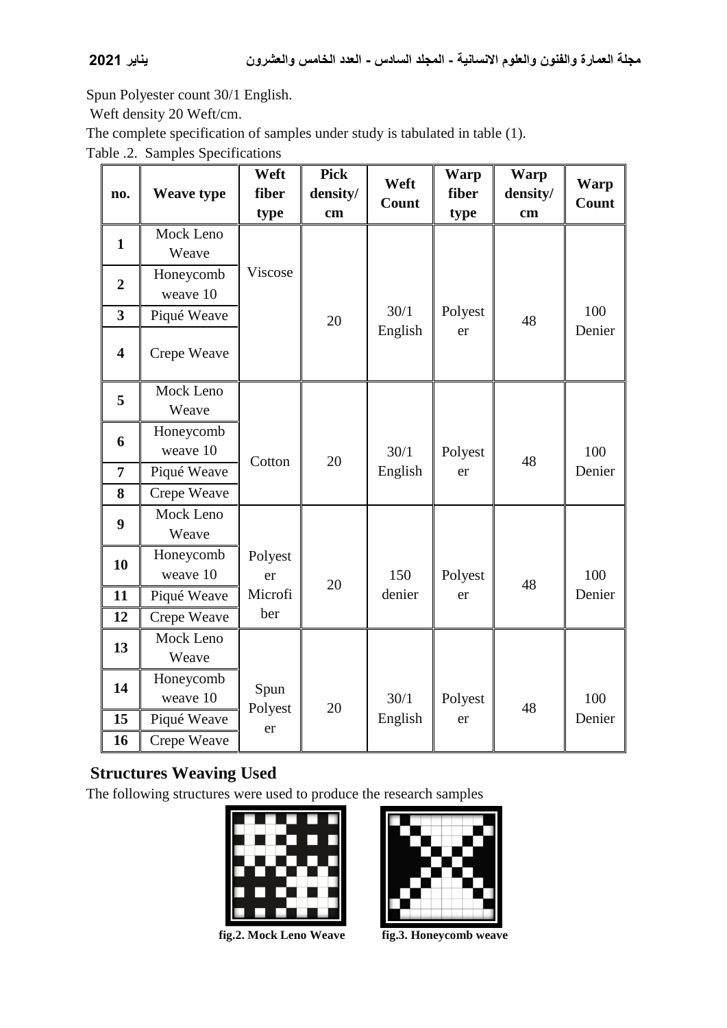Spun Polyester count 30/1 English.

Weft density 20 Weft/cm.

The complete specification of samples under study is tabulated in table (1).

Table .2. Samples Specifications

| no. | Weave type | Weft fiber type | Pick density/ cm | Weft Count | Warp fiber type | Warp density/ cm | Warp Count |
|---|---|---|---|---|---|---|---|
| 1 | Mock Leno Weave | Viscose | 20 | 30/1 English | Polyester | 48 | 100 Denier |
| 2 | Honeycomb weave 10 | | | | | | |
| 3 | Piqué Weave | | | | | | |
| 4 | Crepe Weave | | | | | | |
| 5 | Mock Leno Weave | Cotton | 20 | 30/1 English | Polyester | 48 | 100 Denier |
| 6 | Honeycomb weave 10 | | | | | | |
| 7 | Piqué Weave | | | | | | |
| 8 | Crepe Weave | | | | | | |
| 9 | Mock Leno Weave | Polyester Microfiber | 20 | 150 denier | Polyester | 48 | 100 Denier |
| 10 | Honeycomb weave 10 | | | | | | |
| 11 | Piqué Weave | | | | | | |
| 12 | Crepe Weave | | | | | | |
| 13 | Mock Leno Weave | Spun Polyester | 20 | 30/1 English | Polyester | 48 | 100 Denier |
| 14 | Honeycomb weave 10 | | | | | | |
| 15 | Piqué Weave | | | | | | |
| 16 | Crepe Weave | | | | | | |

## Structures Weaving Used

The following structures were used to produce the research samples

fig.2. Mock Leno Weave

fig.3. Honeycomb weave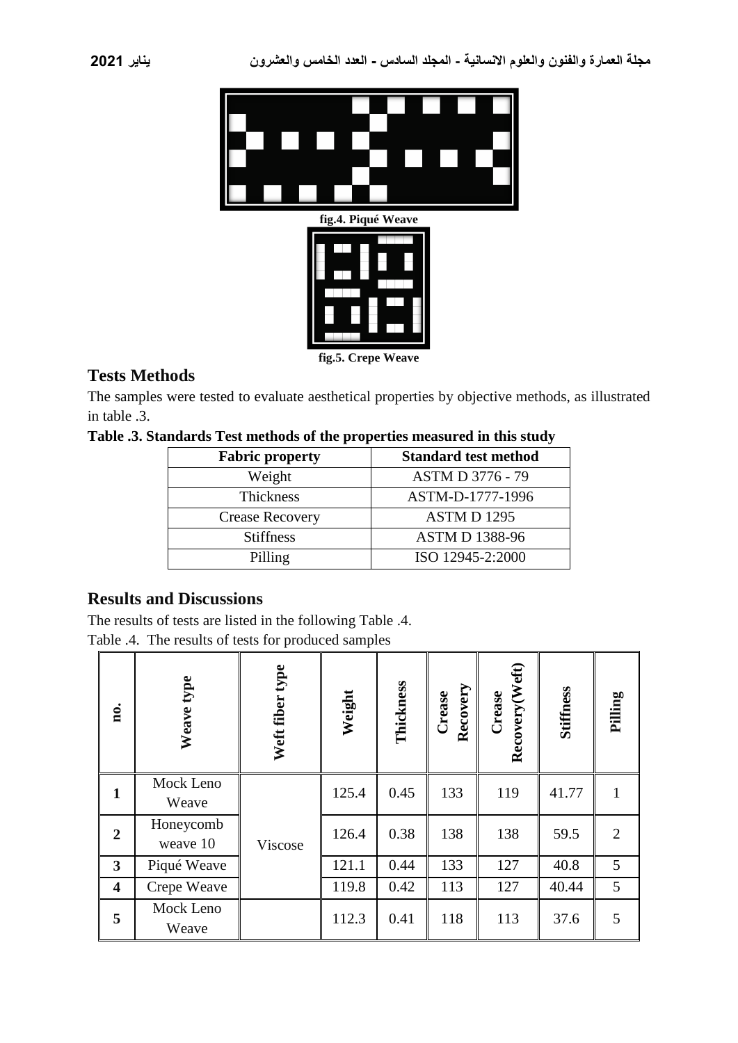fig.4. Piqué Weave

fig.5. Crepe Weave

## Tests Methods

The samples were tested to evaluate aesthetical properties by objective methods, as illustrated in table .3.

**Table .3. Standards Test methods of the properties measured in this study**

| Fabric property | Standard test method |
|---|---|
| Weight | ASTM D 3776 - 79 |
| Thickness | ASTM-D-1777-1996 |
| Crease Recovery | ASTM D 1295 |
| Stiffness | ASTM D 1388-96 |
| Pilling | ISO 12945-2:2000 |

## Results and Discussions

The results of tests are listed in the following Table .4.

Table .4. The results of tests for produced samples

| no. | Weave type | Weft fiber type | Weight | Thickness | Crease Recovery | Crease Recovery(Weft) | Stiffness | Pilling |
|---|---|---|---|---|---|---|---|---|
| 1 | Mock Leno Weave | Viscose | 125.4 | 0.45 | 133 | 119 | 41.77 | 1 |
| 2 | Honeycomb weave 10 | | 126.4 | 0.38 | 138 | 138 | 59.5 | 2 |
| 3 | Piqué Weave | | 121.1 | 0.44 | 133 | 127 | 40.8 | 5 |
| 4 | Crepe Weave | | 119.8 | 0.42 | 113 | 127 | 40.44 | 5 |
| 5 | Mock Leno Weave | | 112.3 | 0.41 | 118 | 113 | 37.6 | 5 |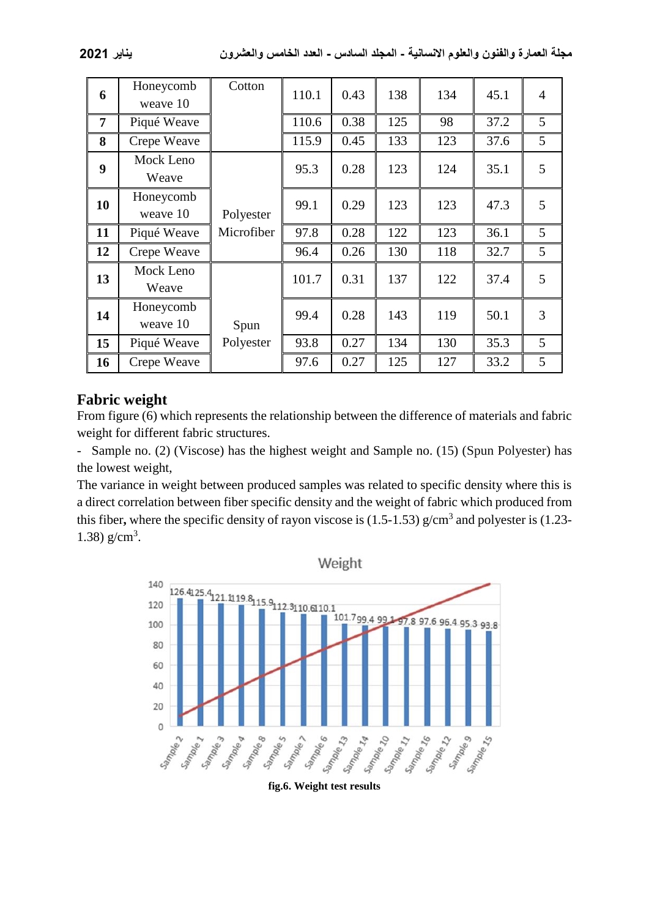| 6 | Honeycomb weave 10 | Cotton | 110.1 | 0.43 | 138 | 134 | 45.1 | 4 |
|---|---|---|---|---|---|---|---|---|
| 7 | Piqué Weave | | 110.6 | 0.38 | 125 | 98 | 37.2 | 5 |
| 8 | Crepe Weave | | 115.9 | 0.45 | 133 | 123 | 37.6 | 5 |
| 9 | Mock Leno Weave | Polyester Microfiber | 95.3 | 0.28 | 123 | 124 | 35.1 | 5 |
| 10 | Honeycomb weave 10 | | 99.1 | 0.29 | 123 | 123 | 47.3 | 5 |
| 11 | Piqué Weave | | 97.8 | 0.28 | 122 | 123 | 36.1 | 5 |
| 12 | Crepe Weave | | 96.4 | 0.26 | 130 | 118 | 32.7 | 5 |
| 13 | Mock Leno Weave | Spun Polyester | 101.7 | 0.31 | 137 | 122 | 37.4 | 5 |
| 14 | Honeycomb weave 10 | | 99.4 | 0.28 | 143 | 119 | 50.1 | 3 |
| 15 | Piqué Weave | | 93.8 | 0.27 | 134 | 130 | 35.3 | 5 |
| 16 | Crepe Weave | | 97.6 | 0.27 | 125 | 127 | 33.2 | 5 |

## Fabric weight

From figure (6) which represents the relationship between the difference of materials and fabric weight for different fabric structures.

- Sample no. (2) (Viscose) has the highest weight and Sample no. (15) (Spun Polyester) has the lowest weight,

The variance in weight between produced samples was related to specific density where this is a direct correlation between fiber specific density and the weight of fabric which produced from this fiber, where the specific density of rayon viscose is (1.5-1.53) g/cm$^3$ and polyester is (1.23-1.38) g/cm$^3$.

**fig.6. Weight test results**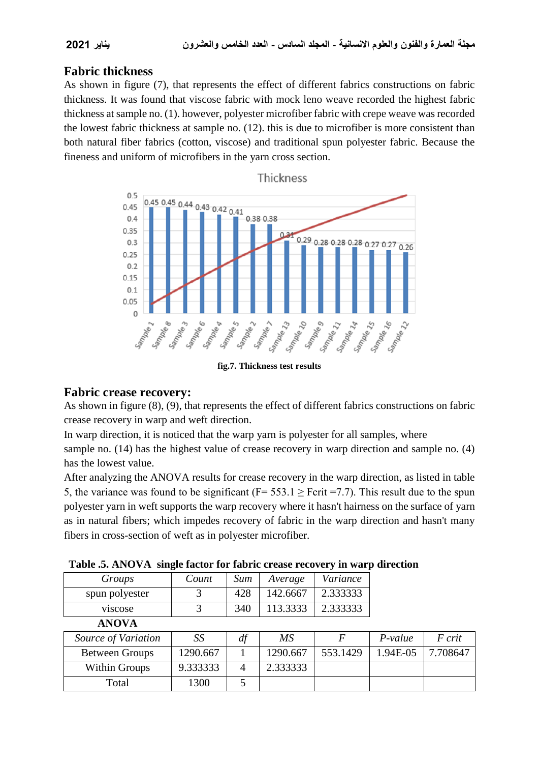## Fabric thickness

As shown in figure (7), that represents the effect of different fabrics constructions on fabric thickness. It was found that viscose fabric with mock leno weave recorded the highest fabric thickness at sample no. (1). however, polyester microfiber fabric with crepe weave was recorded the lowest fabric thickness at sample no. (12). this is due to microfiber is more consistent than both natural fiber fabrics (cotton, viscose) and traditional spun polyester fabric. Because the fineness and uniform of microfibers in the yarn cross section.

**fig.7. Thickness test results**

## Fabric crease recovery:

As shown in figure (8), (9), that represents the effect of different fabrics constructions on fabric crease recovery in warp and weft direction.

In warp direction, it is noticed that the warp yarn is polyester for all samples, where sample no. (14) has the highest value of crease recovery in warp direction and sample no. (4) has the lowest value.

After analyzing the ANOVA results for crease recovery in the warp direction, as listed in table 5, the variance was found to be significant (F= 553.1 ≥ Fcrit =7.7). This result due to the spun polyester yarn in weft supports the warp recovery where it hasn't hairness on the surface of yarn as in natural fibers; which impedes recovery of fabric in the warp direction and hasn't many fibers in cross-section of weft as in polyester microfiber.

**Table .5. ANOVA single factor for fabric crease recovery in warp direction**

| *Groups* | *Count* | *Sum* | *Average* | *Variance* |
|---|---|---|---|---|
| spun polyester | 3 | 428 | 142.6667 | 2.333333 |
| viscose | 3 | 340 | 113.3333 | 2.333333 |

**ANOVA**

| *Source of Variation* | *SS* | *df* | *MS* | *F* | *P-value* | *F crit* |
|---|---|---|---|---|---|---|
| Between Groups | 1290.667 | 1 | 1290.667 | 553.1429 | 1.94E-05 | 7.708647 |
| Within Groups | 9.333333 | 4 | 2.333333 | | | |
| Total | 1300 | 5 | | | | |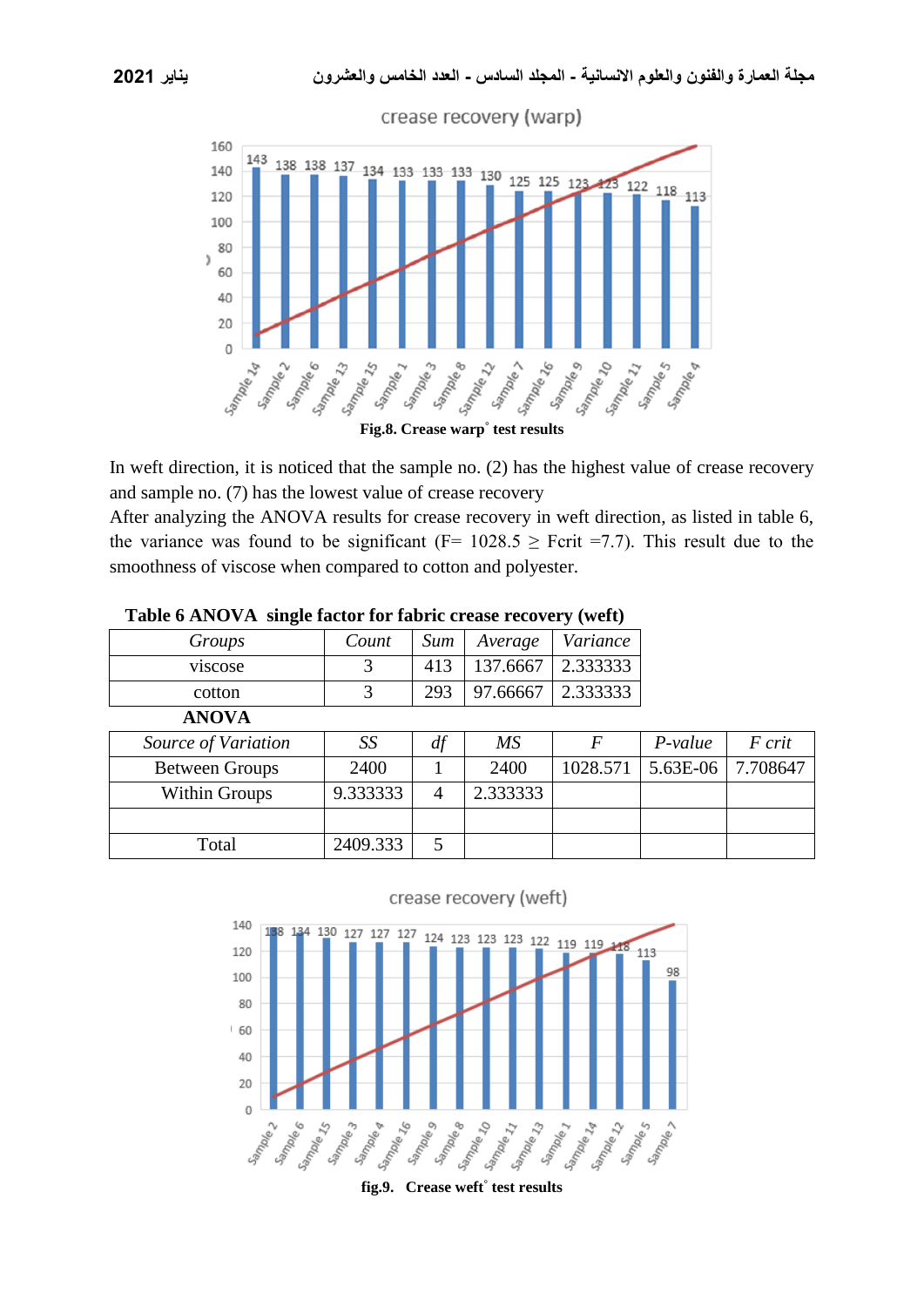Fig.8. Crease warp° test results

In weft direction, it is noticed that the sample no. (2) has the highest value of crease recovery and sample no. (7) has the lowest value of crease recovery

After analyzing the ANOVA results for crease recovery in weft direction, as listed in table 6, the variance was found to be significant (F= 1028.5 ≥ Fcrit =7.7). This result due to the smoothness of viscose when compared to cotton and polyester.

**Table 6 ANOVA single factor for fabric crease recovery (weft)**

| *Groups* | *Count* | *Sum* | *Average* | *Variance* |
|---|---|---|---|---|
| viscose | 3 | 413 | 137.6667 | 2.333333 |
| cotton | 3 | 293 | 97.66667 | 2.333333 |

**ANOVA**

| *Source of Variation* | *SS* | *df* | *MS* | *F* | *P-value* | *F crit* |
|---|---|---|---|---|---|---|
| Between Groups | 2400 | 1 | 2400 | 1028.571 | 5.63E-06 | 7.708647 |
| Within Groups | 9.333333 | 4 | 2.333333 | | | |
| | | | | | | |
| Total | 2409.333 | 5 | | | | |

fig.9. Crease weft° test results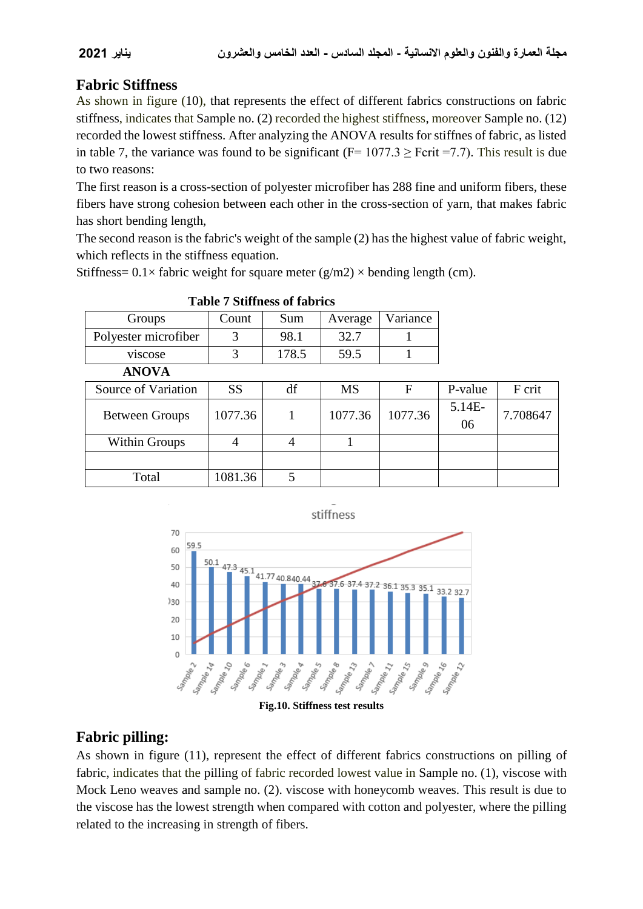## Fabric Stiffness

As shown in figure (10), that represents the effect of different fabrics constructions on fabric stiffness, indicates that Sample no. (2) recorded the highest stiffness, moreover Sample no. (12) recorded the lowest stiffness. After analyzing the ANOVA results for stiffnes of fabric, as listed in table 7, the variance was found to be significant (F= 1077.3 ≥ Fcrit =7.7). This result is due to two reasons:

The first reason is a cross-section of polyester microfiber has 288 fine and uniform fibers, these fibers have strong cohesion between each other in the cross-section of yarn, that makes fabric has short bending length,

The second reason is the fabric's weight of the sample (2) has the highest value of fabric weight, which reflects in the stiffness equation.

Stiffness= 0.1× fabric weight for square meter (g/m2) × bending length (cm).

**Table 7 Stiffness of fabrics**

| Groups | Count | Sum | Average | Variance | | |
|---|---|---|---|---|---|---|
| Polyester microfiber | 3 | 98.1 | 32.7 | 1 | | |
| viscose | 3 | 178.5 | 59.5 | 1 | | |
| **ANOVA** | | | | | | |
| Source of Variation | SS | df | MS | F | P-value | F crit |
| Between Groups | 1077.36 | 1 | 1077.36 | 1077.36 | 5.14E-06 | 7.708647 |
| Within Groups | 4 | 4 | 1 | | | |
| | | | | | | |
| Total | 1081.36 | 5 | | | | |

Fig.10. Stiffness test results

## Fabric pilling:

As shown in figure (11), represent the effect of different fabrics constructions on pilling of fabric, indicates that the pilling of fabric recorded lowest value in Sample no. (1), viscose with Mock Leno weaves and sample no. (2). viscose with honeycomb weaves. This result is due to the viscose has the lowest strength when compared with cotton and polyester, where the pilling related to the increasing in strength of fibers.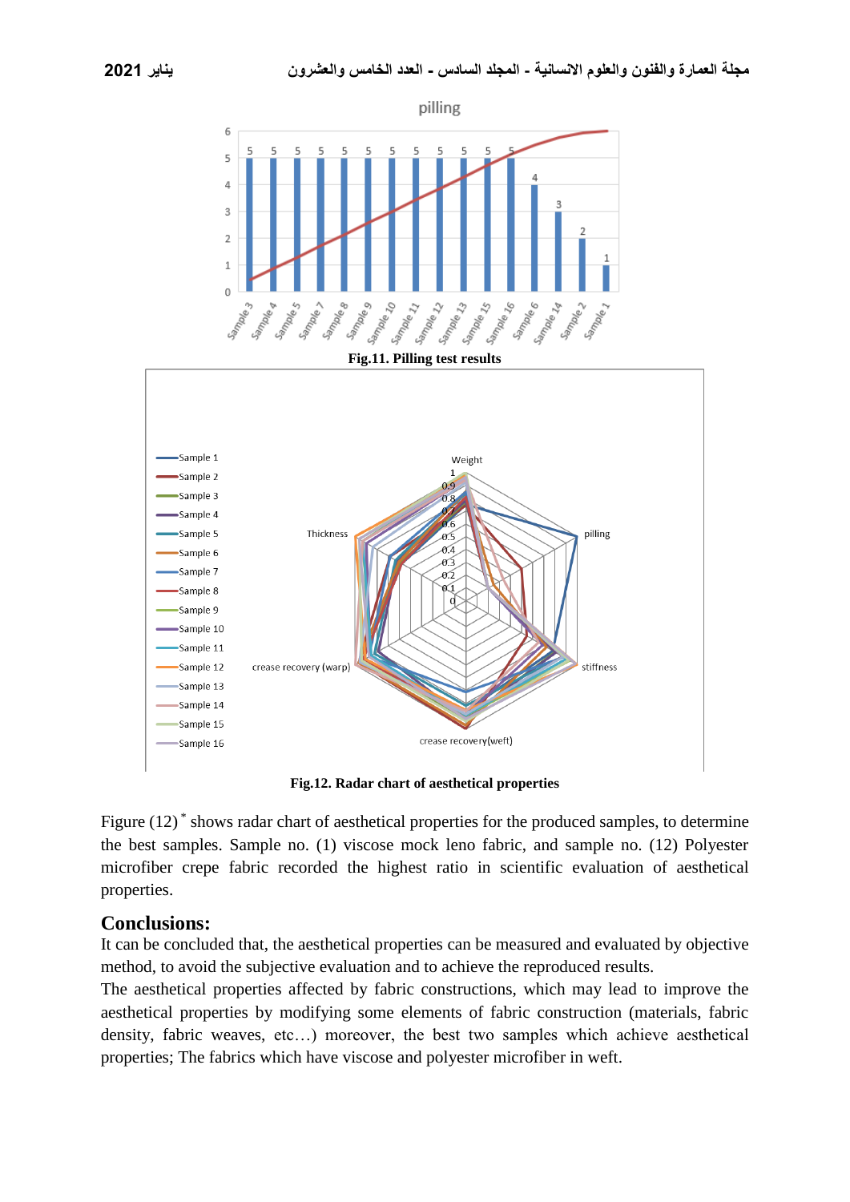Fig.11. Pilling test results

Fig.12. Radar chart of aesthetical properties

Figure (12) * shows radar chart of aesthetical properties for the produced samples, to determine the best samples. Sample no. (1) viscose mock leno fabric, and sample no. (12) Polyester microfiber crepe fabric recorded the highest ratio in scientific evaluation of aesthetical properties.

## Conclusions:

It can be concluded that, the aesthetical properties can be measured and evaluated by objective method, to avoid the subjective evaluation and to achieve the reproduced results.

The aesthetical properties affected by fabric constructions, which may lead to improve the aesthetical properties by modifying some elements of fabric construction (materials, fabric density, fabric weaves, etc…) moreover, the best two samples which achieve aesthetical properties; The fabrics which have viscose and polyester microfiber in weft.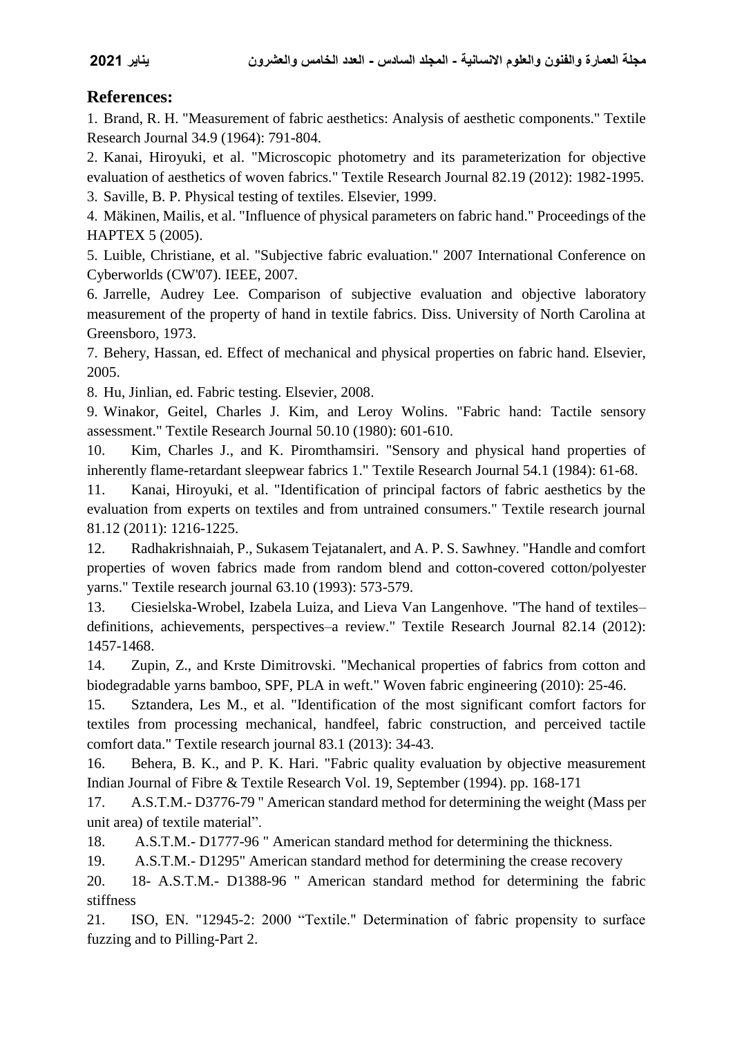## References:

1. Brand, R. H. "Measurement of fabric aesthetics: Analysis of aesthetic components." Textile Research Journal 34.9 (1964): 791-804.
2. Kanai, Hiroyuki, et al. "Microscopic photometry and its parameterization for objective evaluation of aesthetics of woven fabrics." Textile Research Journal 82.19 (2012): 1982-1995.
3. Saville, B. P. Physical testing of textiles. Elsevier, 1999.
4. Mäkinen, Mailis, et al. "Influence of physical parameters on fabric hand." Proceedings of the HAPTEX 5 (2005).
5. Luible, Christiane, et al. "Subjective fabric evaluation." 2007 International Conference on Cyberworlds (CW'07). IEEE, 2007.
6. Jarrelle, Audrey Lee. Comparison of subjective evaluation and objective laboratory measurement of the property of hand in textile fabrics. Diss. University of North Carolina at Greensboro, 1973.
7. Behery, Hassan, ed. Effect of mechanical and physical properties on fabric hand. Elsevier, 2005.
8. Hu, Jinlian, ed. Fabric testing. Elsevier, 2008.
9. Winakor, Geitel, Charles J. Kim, and Leroy Wolins. "Fabric hand: Tactile sensory assessment." Textile Research Journal 50.10 (1980): 601-610.
10. Kim, Charles J., and K. Piromthamsiri. "Sensory and physical hand properties of inherently flame-retardant sleepwear fabrics 1." Textile Research Journal 54.1 (1984): 61-68.
11. Kanai, Hiroyuki, et al. "Identification of principal factors of fabric aesthetics by the evaluation from experts on textiles and from untrained consumers." Textile research journal 81.12 (2011): 1216-1225.
12. Radhakrishnaiah, P., Sukasem Tejatanalert, and A. P. S. Sawhney. "Handle and comfort properties of woven fabrics made from random blend and cotton-covered cotton/polyester yarns." Textile research journal 63.10 (1993): 573-579.
13. Ciesielska-Wrobel, Izabela Luiza, and Lieva Van Langenhove. "The hand of textiles–definitions, achievements, perspectives–a review." Textile Research Journal 82.14 (2012): 1457-1468.
14. Zupin, Z., and Krste Dimitrovski. "Mechanical properties of fabrics from cotton and biodegradable yarns bamboo, SPF, PLA in weft." Woven fabric engineering (2010): 25-46.
15. Sztandera, Les M., et al. "Identification of the most significant comfort factors for textiles from processing mechanical, handfeel, fabric construction, and perceived tactile comfort data." Textile research journal 83.1 (2013): 34-43.
16. Behera, B. K., and P. K. Hari. "Fabric quality evaluation by objective measurement Indian Journal of Fibre & Textile Research Vol. 19, September (1994). pp. 168-171
17. A.S.T.M.- D3776-79 " American standard method for determining the weight (Mass per unit area) of textile material".
18. A.S.T.M.- D1777-96 " American standard method for determining the thickness.
19. A.S.T.M.- D1295" American standard method for determining the crease recovery
20. 18- A.S.T.M.- D1388-96 " American standard method for determining the fabric stiffness
21. ISO, EN. "12945-2: 2000 "Textile." Determination of fabric propensity to surface fuzzing and to Pilling-Part 2.